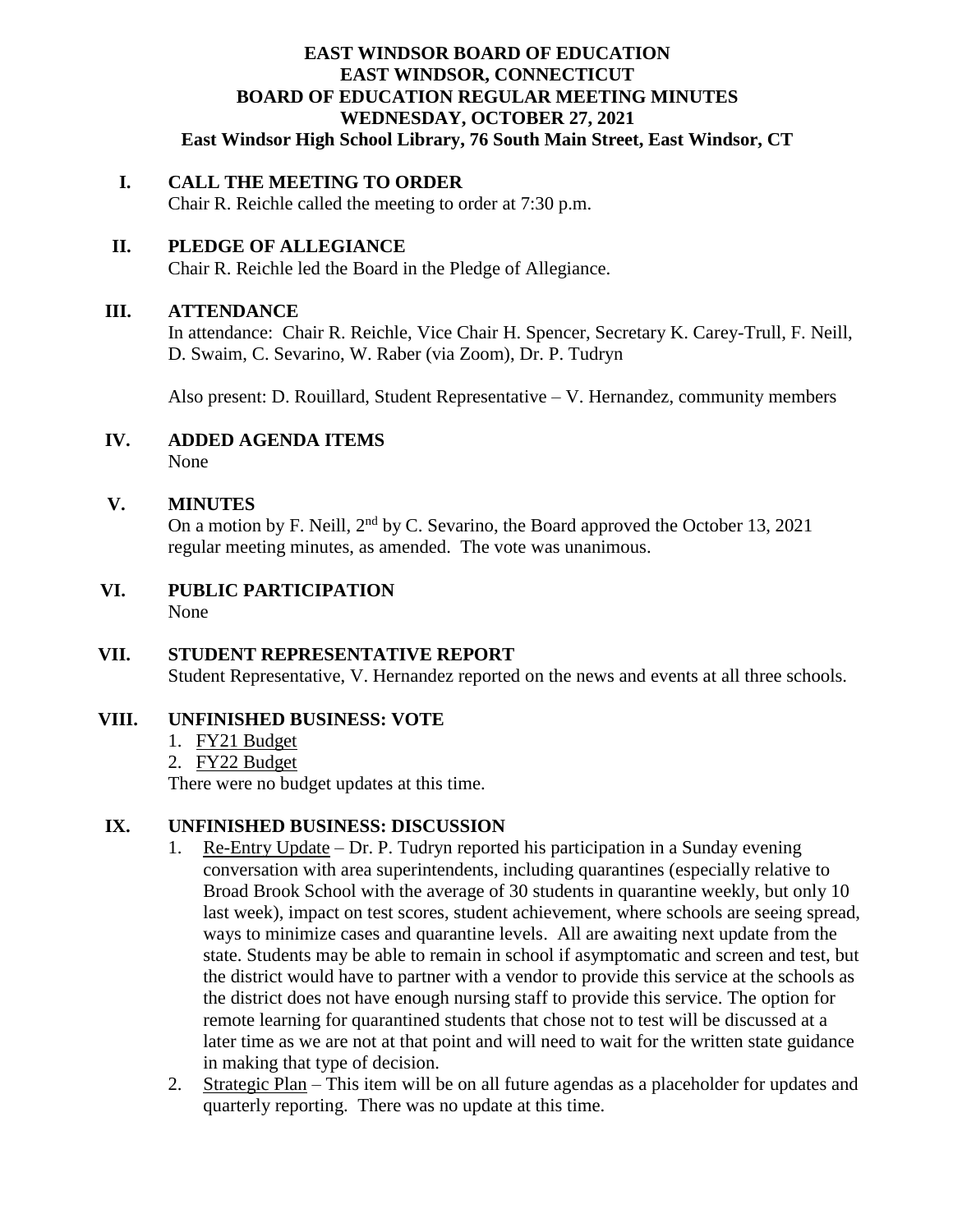# EAST WINDSOR BOARD OF EDUCATION
## EAST WINDSOR, CONNECTICUT
## BOARD OF EDUCATION REGULAR MEETING MINUTES
## WEDNESDAY, OCTOBER 27, 2021
**East Windsor High School Library, 76 South Main Street, East Windsor, CT**

## I. CALL THE MEETING TO ORDER

Chair R. Reichle called the meeting to order at 7:30 p.m.

## II. PLEDGE OF ALLEGIANCE

Chair R. Reichle led the Board in the Pledge of Allegiance.

## III. ATTENDANCE

In attendance: Chair R. Reichle, Vice Chair H. Spencer, Secretary K. Carey-Trull, F. Neill, D. Swaim, C. Sevarino, W. Raber (via Zoom), Dr. P. Tudryn

Also present: D. Rouillard, Student Representative – V. Hernandez, community members

## IV. ADDED AGENDA ITEMS

None

## V. MINUTES

On a motion by F. Neill, 2nd by C. Sevarino, the Board approved the October 13, 2021 regular meeting minutes, as amended. The vote was unanimous.

## VI. PUBLIC PARTICIPATION

None

## VII. STUDENT REPRESENTATIVE REPORT

Student Representative, V. Hernandez reported on the news and events at all three schools.

## VIII. UNFINISHED BUSINESS: VOTE

1. FY21 Budget
2. FY22 Budget

There were no budget updates at this time.

## IX. UNFINISHED BUSINESS: DISCUSSION

1. Re-Entry Update – Dr. P. Tudryn reported his participation in a Sunday evening conversation with area superintendents, including quarantines (especially relative to Broad Brook School with the average of 30 students in quarantine weekly, but only 10 last week), impact on test scores, student achievement, where schools are seeing spread, ways to minimize cases and quarantine levels. All are awaiting next update from the state. Students may be able to remain in school if asymptomatic and screen and test, but the district would have to partner with a vendor to provide this service at the schools as the district does not have enough nursing staff to provide this service. The option for remote learning for quarantined students that chose not to test will be discussed at a later time as we are not at that point and will need to wait for the written state guidance in making that type of decision.
2. Strategic Plan – This item will be on all future agendas as a placeholder for updates and quarterly reporting. There was no update at this time.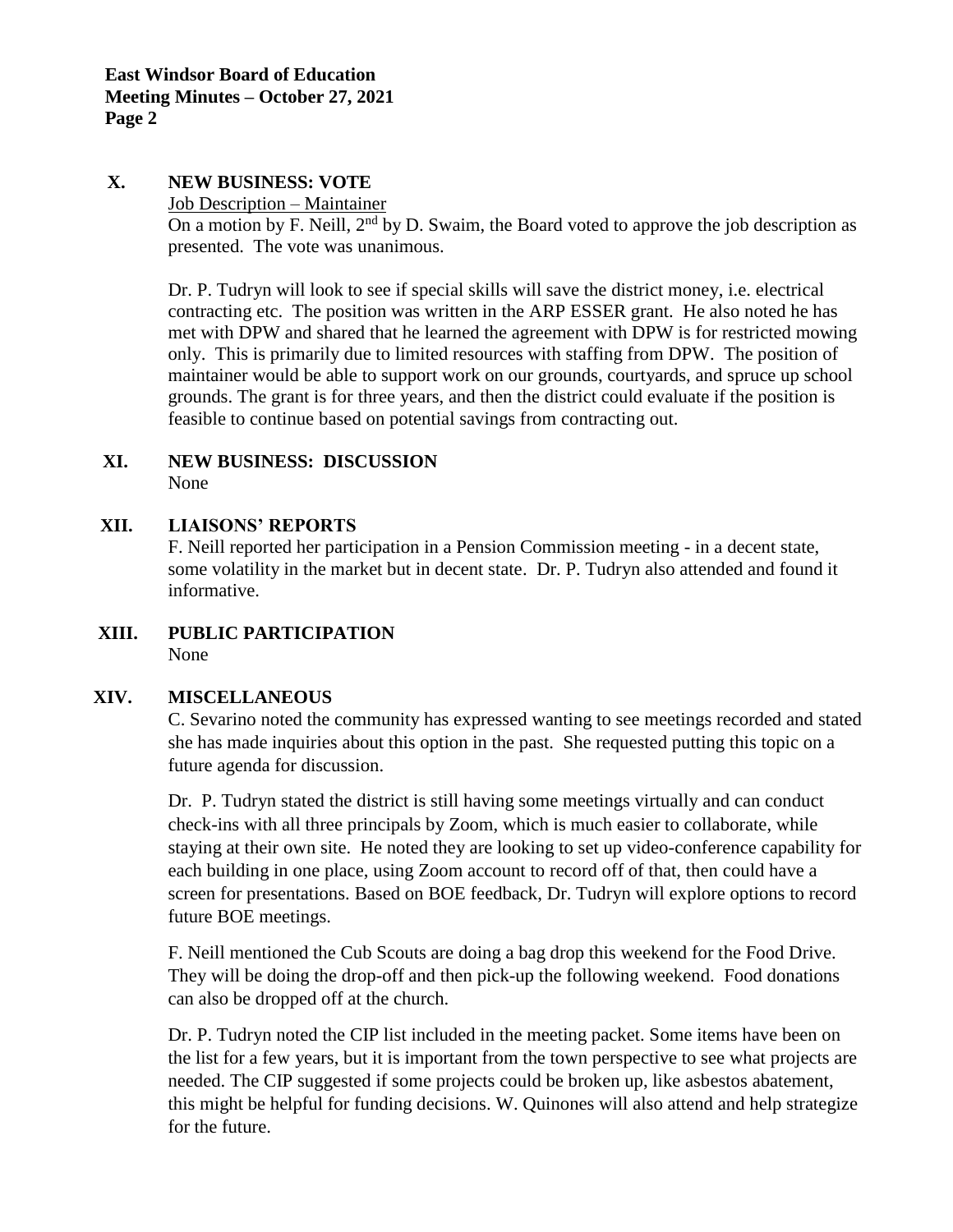## X. NEW BUSINESS: VOTE

Job Description – Maintainer

On a motion by F. Neill, 2nd by D. Swaim, the Board voted to approve the job description as presented. The vote was unanimous.

Dr. P. Tudryn will look to see if special skills will save the district money, i.e. electrical contracting etc. The position was written in the ARP ESSER grant. He also noted he has met with DPW and shared that he learned the agreement with DPW is for restricted mowing only. This is primarily due to limited resources with staffing from DPW. The position of maintainer would be able to support work on our grounds, courtyards, and spruce up school grounds. The grant is for three years, and then the district could evaluate if the position is feasible to continue based on potential savings from contracting out.

## XI. NEW BUSINESS: DISCUSSION

None

## XII. LIAISONS' REPORTS

F. Neill reported her participation in a Pension Commission meeting - in a decent state, some volatility in the market but in decent state. Dr. P. Tudryn also attended and found it informative.

## XIII. PUBLIC PARTICIPATION

None

## XIV. MISCELLANEOUS

C. Sevarino noted the community has expressed wanting to see meetings recorded and stated she has made inquiries about this option in the past. She requested putting this topic on a future agenda for discussion.

Dr. P. Tudryn stated the district is still having some meetings virtually and can conduct check-ins with all three principals by Zoom, which is much easier to collaborate, while staying at their own site. He noted they are looking to set up video-conference capability for each building in one place, using Zoom account to record off of that, then could have a screen for presentations. Based on BOE feedback, Dr. Tudryn will explore options to record future BOE meetings.

F. Neill mentioned the Cub Scouts are doing a bag drop this weekend for the Food Drive. They will be doing the drop-off and then pick-up the following weekend. Food donations can also be dropped off at the church.

Dr. P. Tudryn noted the CIP list included in the meeting packet. Some items have been on the list for a few years, but it is important from the town perspective to see what projects are needed. The CIP suggested if some projects could be broken up, like asbestos abatement, this might be helpful for funding decisions. W. Quinones will also attend and help strategize for the future.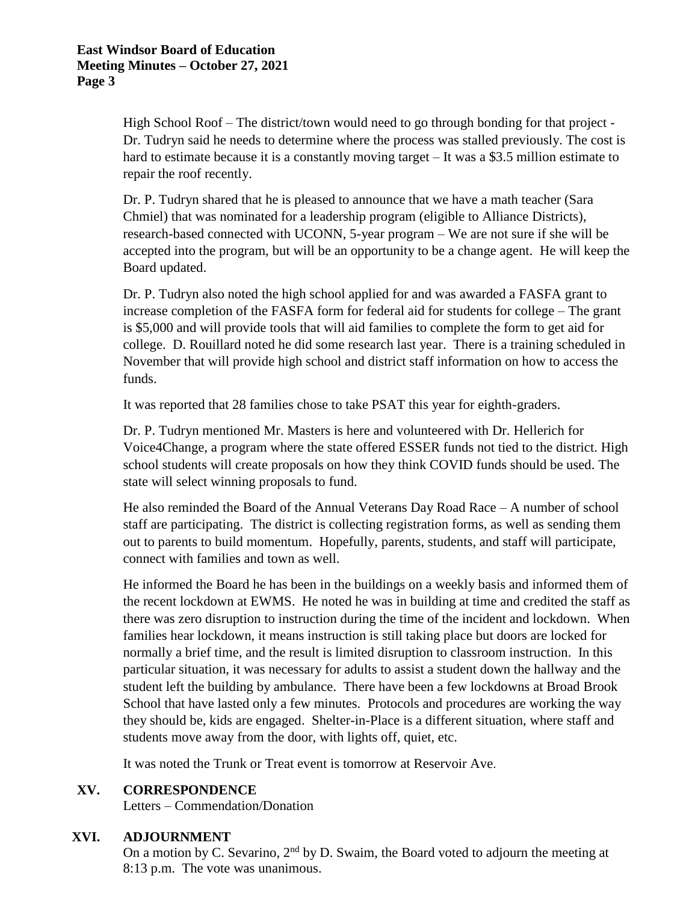High School Roof – The district/town would need to go through bonding for that project - Dr. Tudryn said he needs to determine where the process was stalled previously. The cost is hard to estimate because it is a constantly moving target – It was a $3.5 million estimate to repair the roof recently.

Dr. P. Tudryn shared that he is pleased to announce that we have a math teacher (Sara Chmiel) that was nominated for a leadership program (eligible to Alliance Districts), research-based connected with UCONN, 5-year program – We are not sure if she will be accepted into the program, but will be an opportunity to be a change agent. He will keep the Board updated.

Dr. P. Tudryn also noted the high school applied for and was awarded a FASFA grant to increase completion of the FASFA form for federal aid for students for college – The grant is $5,000 and will provide tools that will aid families to complete the form to get aid for college. D. Rouillard noted he did some research last year. There is a training scheduled in November that will provide high school and district staff information on how to access the funds.

It was reported that 28 families chose to take PSAT this year for eighth-graders.

Dr. P. Tudryn mentioned Mr. Masters is here and volunteered with Dr. Hellerich for Voice4Change, a program where the state offered ESSER funds not tied to the district. High school students will create proposals on how they think COVID funds should be used. The state will select winning proposals to fund.

He also reminded the Board of the Annual Veterans Day Road Race – A number of school staff are participating. The district is collecting registration forms, as well as sending them out to parents to build momentum. Hopefully, parents, students, and staff will participate, connect with families and town as well.

He informed the Board he has been in the buildings on a weekly basis and informed them of the recent lockdown at EWMS. He noted he was in building at time and credited the staff as there was zero disruption to instruction during the time of the incident and lockdown. When families hear lockdown, it means instruction is still taking place but doors are locked for normally a brief time, and the result is limited disruption to classroom instruction. In this particular situation, it was necessary for adults to assist a student down the hallway and the student left the building by ambulance. There have been a few lockdowns at Broad Brook School that have lasted only a few minutes. Protocols and procedures are working the way they should be, kids are engaged. Shelter-in-Place is a different situation, where staff and students move away from the door, with lights off, quiet, etc.

It was noted the Trunk or Treat event is tomorrow at Reservoir Ave.

## XV. CORRESPONDENCE

Letters – Commendation/Donation

## XVI. ADJOURNMENT

On a motion by C. Sevarino, 2nd by D. Swaim, the Board voted to adjourn the meeting at 8:13 p.m. The vote was unanimous.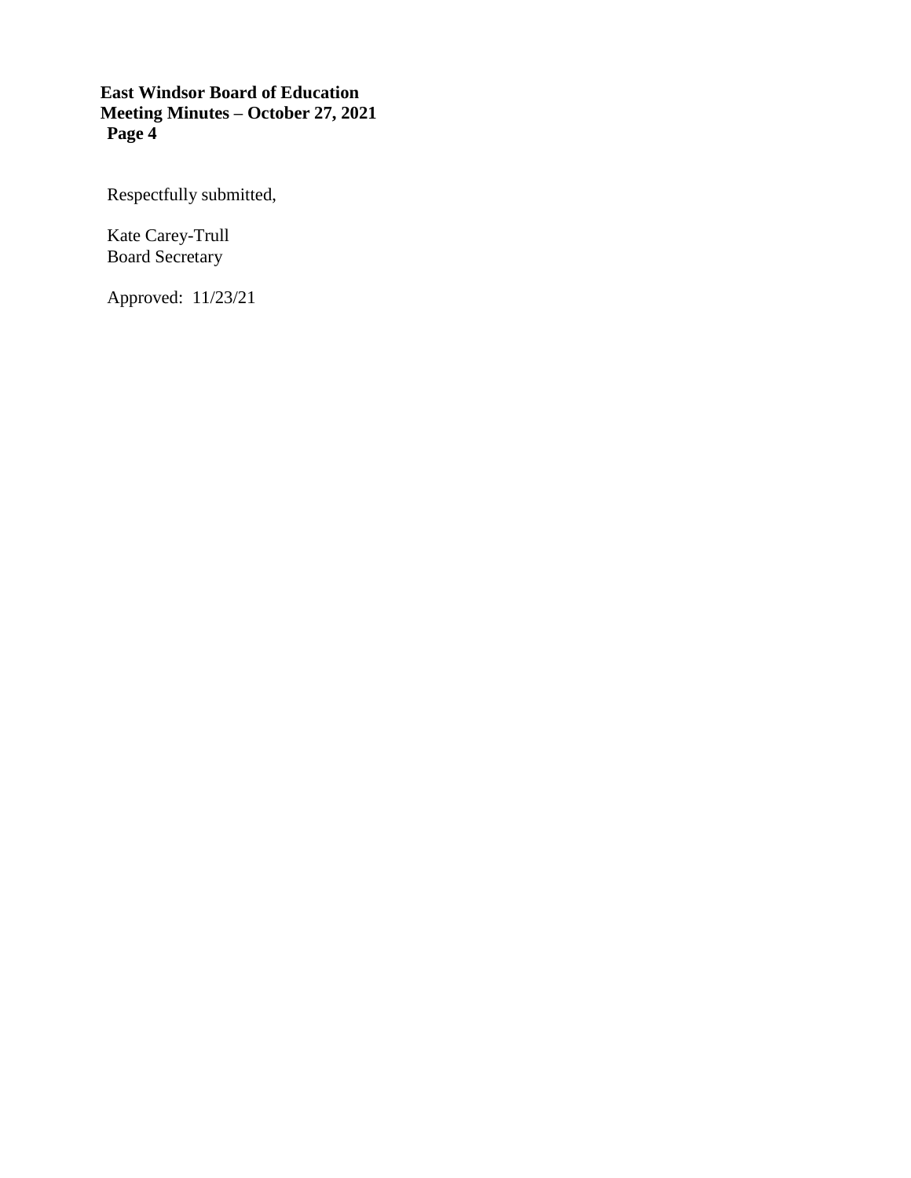Respectfully submitted,

Kate Carey-Trull
Board Secretary

Approved: 11/23/21